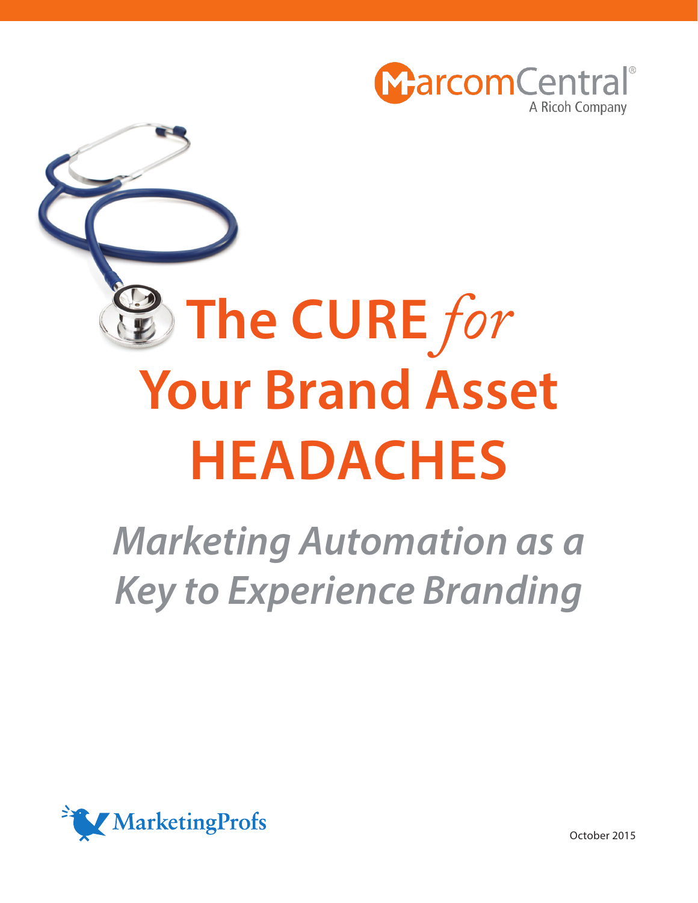MarcomCentral®
A Ricoh Company

# The CURE *for* Your Brand Asset HEADACHES

## *Marketing Automation as a Key to Experience Branding*

MarketingProfs

October 2015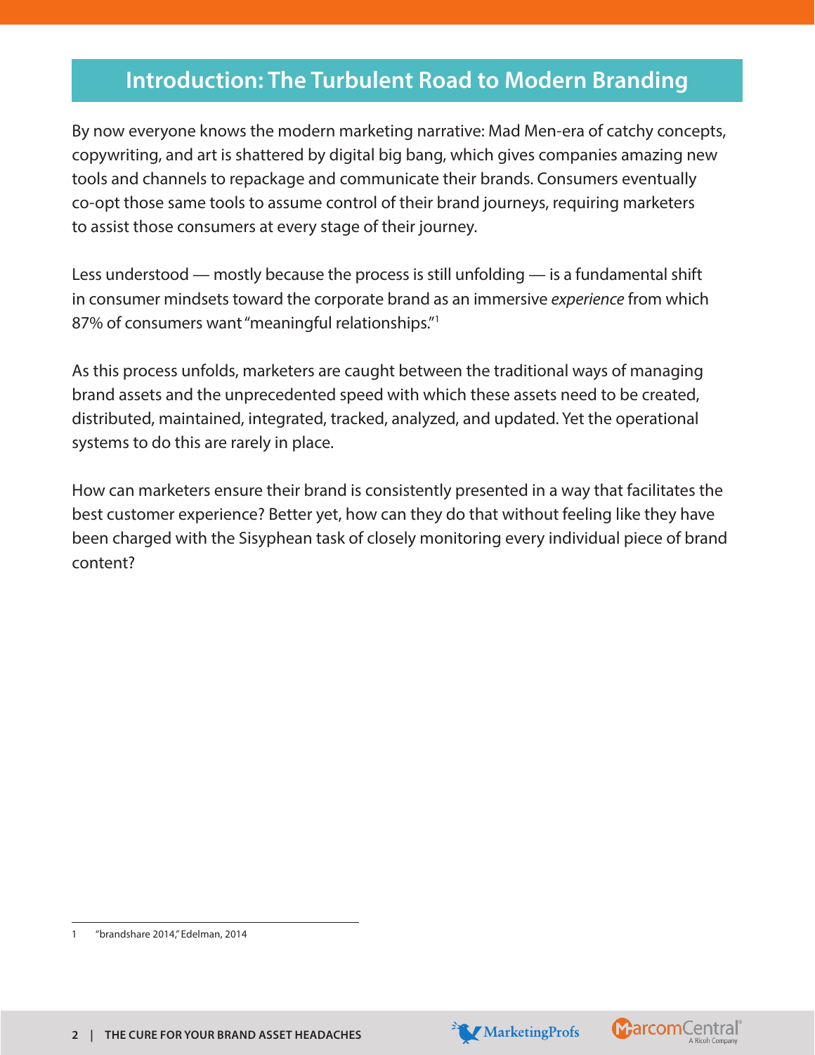## Introduction: The Turbulent Road to Modern Branding

By now everyone knows the modern marketing narrative: Mad Men-era of catchy concepts, copywriting, and art is shattered by digital big bang, which gives companies amazing new tools and channels to repackage and communicate their brands. Consumers eventually co-opt those same tools to assume control of their brand journeys, requiring marketers to assist those consumers at every stage of their journey.

Less understood — mostly because the process is still unfolding — is a fundamental shift in consumer mindsets toward the corporate brand as an immersive *experience* from which 87% of consumers want "meaningful relationships."[1]

As this process unfolds, marketers are caught between the traditional ways of managing brand assets and the unprecedented speed with which these assets need to be created, distributed, maintained, integrated, tracked, analyzed, and updated. Yet the operational systems to do this are rarely in place.

How can marketers ensure their brand is consistently presented in a way that facilitates the best customer experience? Better yet, how can they do that without feeling like they have been charged with the Sisyphean task of closely monitoring every individual piece of brand content?

---

1 "brandshare 2014," Edelman, 2014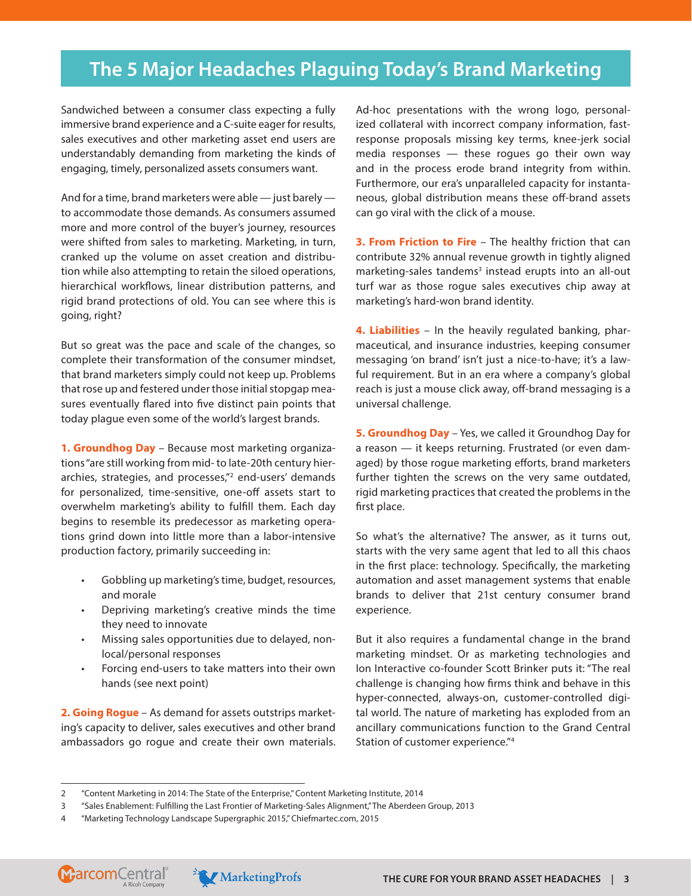## The 5 Major Headaches Plaguing Today's Brand Marketing

Sandwiched between a consumer class expecting a fully immersive brand experience and a C-suite eager for results, sales executives and other marketing asset end users are understandably demanding from marketing the kinds of engaging, timely, personalized assets consumers want.

And for a time, brand marketers were able — just barely — to accommodate those demands. As consumers assumed more and more control of the buyer's journey, resources were shifted from sales to marketing. Marketing, in turn, cranked up the volume on asset creation and distribution while also attempting to retain the siloed operations, hierarchical workflows, linear distribution patterns, and rigid brand protections of old. You can see where this is going, right?

But so great was the pace and scale of the changes, so complete their transformation of the consumer mindset, that brand marketers simply could not keep up. Problems that rose up and festered under those initial stopgap measures eventually flared into five distinct pain points that today plague even some of the world's largest brands.

**1. Groundhog Day** – Because most marketing organizations "are still working from mid- to late-20th century hierarchies, strategies, and processes,"[2] end-users' demands for personalized, time-sensitive, one-off assets start to overwhelm marketing's ability to fulfill them. Each day begins to resemble its predecessor as marketing operations grind down into little more than a labor-intensive production factory, primarily succeeding in:

- Gobbling up marketing's time, budget, resources, and morale
- Depriving marketing's creative minds the time they need to innovate
- Missing sales opportunities due to delayed, non-local/personal responses
- Forcing end-users to take matters into their own hands (see next point)

**2. Going Rogue** – As demand for assets outstrips marketing's capacity to deliver, sales executives and other brand ambassadors go rogue and create their own materials. Ad-hoc presentations with the wrong logo, personalized collateral with incorrect company information, fast-response proposals missing key terms, knee-jerk social media responses — these rogues go their own way and in the process erode brand integrity from within. Furthermore, our era's unparalleled capacity for instantaneous, global distribution means these off-brand assets can go viral with the click of a mouse.

**3. From Friction to Fire** – The healthy friction that can contribute 32% annual revenue growth in tightly aligned marketing-sales tandems[3] instead erupts into an all-out turf war as those rogue sales executives chip away at marketing's hard-won brand identity.

**4. Liabilities** – In the heavily regulated banking, pharmaceutical, and insurance industries, keeping consumer messaging 'on brand' isn't just a nice-to-have; it's a lawful requirement. But in an era where a company's global reach is just a mouse click away, off-brand messaging is a universal challenge.

**5. Groundhog Day** – Yes, we called it Groundhog Day for a reason — it keeps returning. Frustrated (or even damaged) by those rogue marketing efforts, brand marketers further tighten the screws on the very same outdated, rigid marketing practices that created the problems in the first place.

So what's the alternative? The answer, as it turns out, starts with the very same agent that led to all this chaos in the first place: technology. Specifically, the marketing automation and asset management systems that enable brands to deliver that 21st century consumer brand experience.

But it also requires a fundamental change in the brand marketing mindset. Or as marketing technologies and Ion Interactive co-founder Scott Brinker puts it: "The real challenge is changing how firms think and behave in this hyper-connected, always-on, customer-controlled digital world. The nature of marketing has exploded from an ancillary communications function to the Grand Central Station of customer experience."[4]

---

2 "Content Marketing in 2014: The State of the Enterprise," Content Marketing Institute, 2014

3 "Sales Enablement: Fulfilling the Last Frontier of Marketing-Sales Alignment," The Aberdeen Group, 2013

4 "Marketing Technology Landscape Supergraphic 2015," Chiefmartec.com, 2015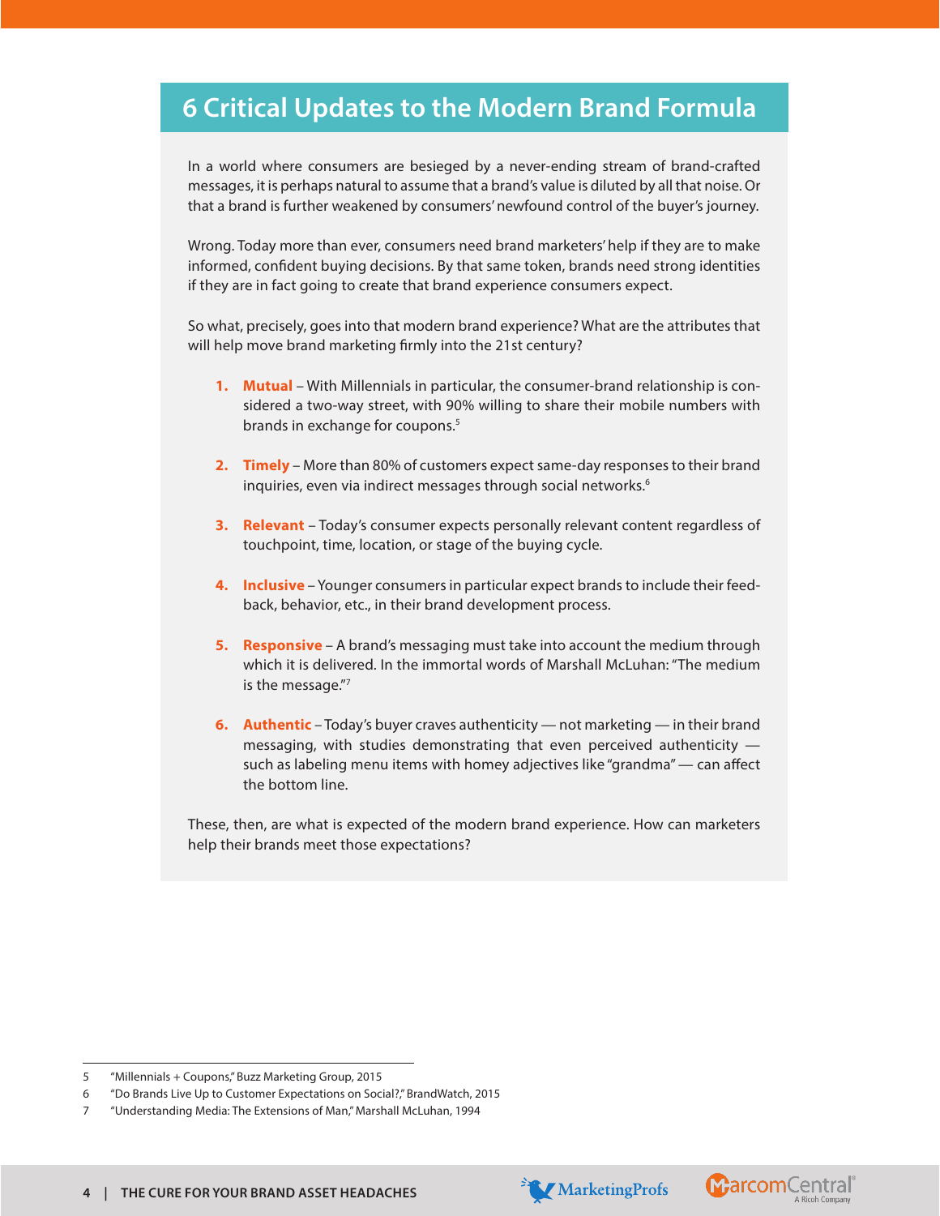## 6 Critical Updates to the Modern Brand Formula

In a world where consumers are besieged by a never-ending stream of brand-crafted messages, it is perhaps natural to assume that a brand's value is diluted by all that noise. Or that a brand is further weakened by consumers' newfound control of the buyer's journey.

Wrong. Today more than ever, consumers need brand marketers' help if they are to make informed, confident buying decisions. By that same token, brands need strong identities if they are in fact going to create that brand experience consumers expect.

So what, precisely, goes into that modern brand experience? What are the attributes that will help move brand marketing firmly into the 21st century?

1. **Mutual** – With Millennials in particular, the consumer-brand relationship is considered a two-way street, with 90% willing to share their mobile numbers with brands in exchange for coupons.[5]

2. **Timely** – More than 80% of customers expect same-day responses to their brand inquiries, even via indirect messages through social networks.[6]

3. **Relevant** – Today's consumer expects personally relevant content regardless of touchpoint, time, location, or stage of the buying cycle.

4. **Inclusive** – Younger consumers in particular expect brands to include their feedback, behavior, etc., in their brand development process.

5. **Responsive** – A brand's messaging must take into account the medium through which it is delivered. In the immortal words of Marshall McLuhan: "The medium is the message."[7]

6. **Authentic** – Today's buyer craves authenticity — not marketing — in their brand messaging, with studies demonstrating that even perceived authenticity — such as labeling menu items with homey adjectives like "grandma" — can affect the bottom line.

These, then, are what is expected of the modern brand experience. How can marketers help their brands meet those expectations?

---

5 "Millennials + Coupons," Buzz Marketing Group, 2015

6 "Do Brands Live Up to Customer Expectations on Social?," BrandWatch, 2015

7 "Understanding Media: The Extensions of Man," Marshall McLuhan, 1994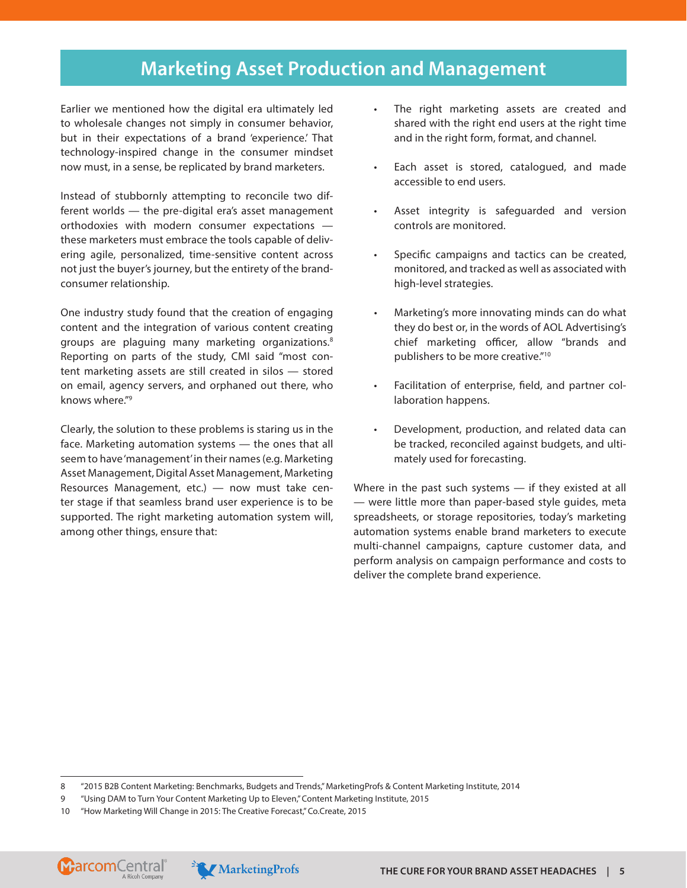# Marketing Asset Production and Management

Earlier we mentioned how the digital era ultimately led to wholesale changes not simply in consumer behavior, but in their expectations of a brand 'experience.' That technology-inspired change in the consumer mindset now must, in a sense, be replicated by brand marketers.

Instead of stubbornly attempting to reconcile two different worlds — the pre-digital era's asset management orthodoxies with modern consumer expectations — these marketers must embrace the tools capable of delivering agile, personalized, time-sensitive content across not just the buyer's journey, but the entirety of the brand-consumer relationship.

One industry study found that the creation of engaging content and the integration of various content creating groups are plaguing many marketing organizations.[8] Reporting on parts of the study, CMI said "most content marketing assets are still created in silos — stored on email, agency servers, and orphaned out there, who knows where."[9]

Clearly, the solution to these problems is staring us in the face. Marketing automation systems — the ones that all seem to have 'management' in their names (e.g. Marketing Asset Management, Digital Asset Management, Marketing Resources Management, etc.) — now must take center stage if that seamless brand user experience is to be supported. The right marketing automation system will, among other things, ensure that:

- The right marketing assets are created and shared with the right end users at the right time and in the right form, format, and channel.
- Each asset is stored, catalogued, and made accessible to end users.
- Asset integrity is safeguarded and version controls are monitored.
- Specific campaigns and tactics can be created, monitored, and tracked as well as associated with high-level strategies.
- Marketing's more innovating minds can do what they do best or, in the words of AOL Advertising's chief marketing officer, allow "brands and publishers to be more creative."[10]
- Facilitation of enterprise, field, and partner collaboration happens.
- Development, production, and related data can be tracked, reconciled against budgets, and ultimately used for forecasting.

Where in the past such systems — if they existed at all — were little more than paper-based style guides, meta spreadsheets, or storage repositories, today's marketing automation systems enable brand marketers to execute multi-channel campaigns, capture customer data, and perform analysis on campaign performance and costs to deliver the complete brand experience.

---

8 "2015 B2B Content Marketing: Benchmarks, Budgets and Trends," MarketingProfs & Content Marketing Institute, 2014

9 "Using DAM to Turn Your Content Marketing Up to Eleven," Content Marketing Institute, 2015

10 "How Marketing Will Change in 2015: The Creative Forecast," Co.Create, 2015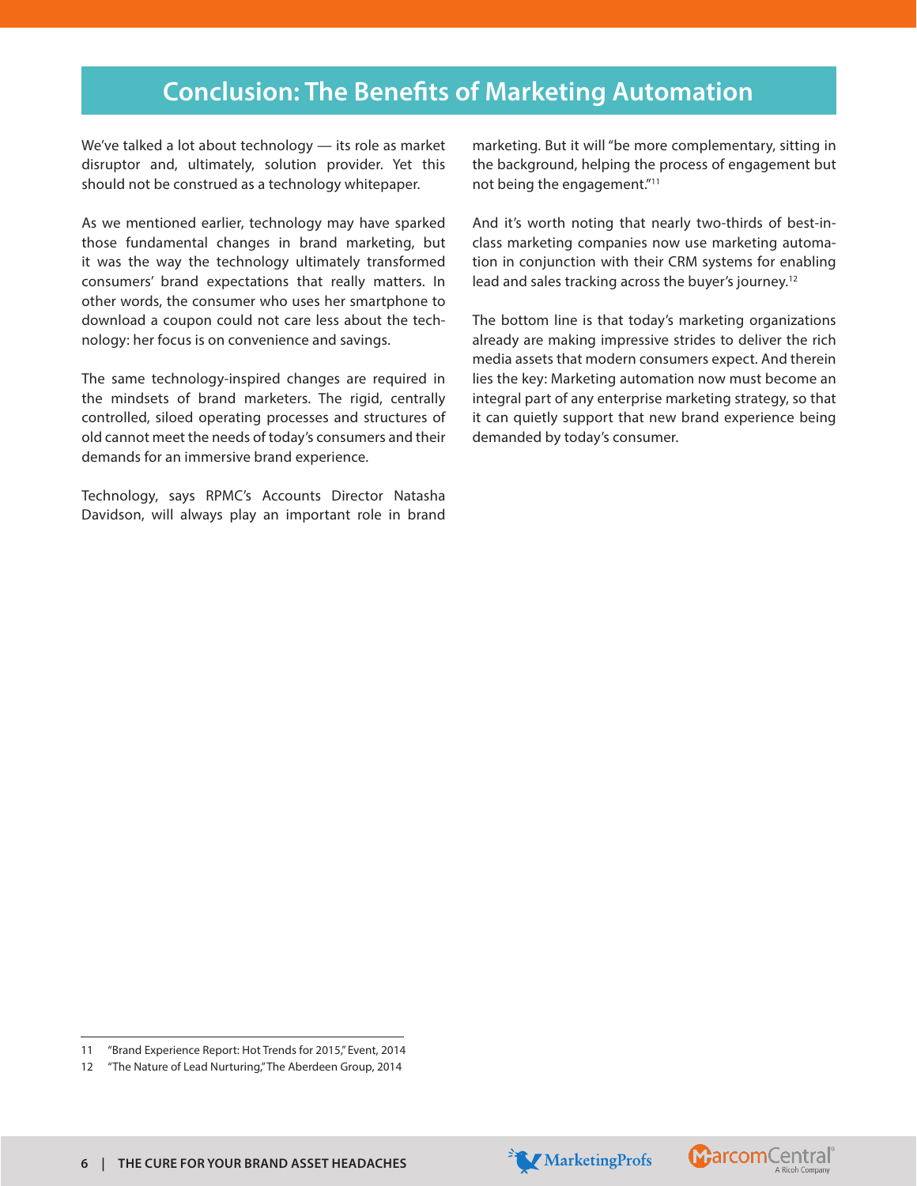## Conclusion: The Benefits of Marketing Automation

We've talked a lot about technology — its role as market disruptor and, ultimately, solution provider. Yet this should not be construed as a technology whitepaper.

As we mentioned earlier, technology may have sparked those fundamental changes in brand marketing, but it was the way the technology ultimately transformed consumers' brand expectations that really matters. In other words, the consumer who uses her smartphone to download a coupon could not care less about the technology: her focus is on convenience and savings.

The same technology-inspired changes are required in the mindsets of brand marketers. The rigid, centrally controlled, siloed operating processes and structures of old cannot meet the needs of today's consumers and their demands for an immersive brand experience.

Technology, says RPMC's Accounts Director Natasha Davidson, will always play an important role in brand marketing. But it will "be more complementary, sitting in the background, helping the process of engagement but not being the engagement."[11]

And it's worth noting that nearly two-thirds of best-in-class marketing companies now use marketing automation in conjunction with their CRM systems for enabling lead and sales tracking across the buyer's journey.[12]

The bottom line is that today's marketing organizations already are making impressive strides to deliver the rich media assets that modern consumers expect. And therein lies the key: Marketing automation now must become an integral part of any enterprise marketing strategy, so that it can quietly support that new brand experience being demanded by today's consumer.

---

11 "Brand Experience Report: Hot Trends for 2015," Event, 2014

12 "The Nature of Lead Nurturing," The Aberdeen Group, 2014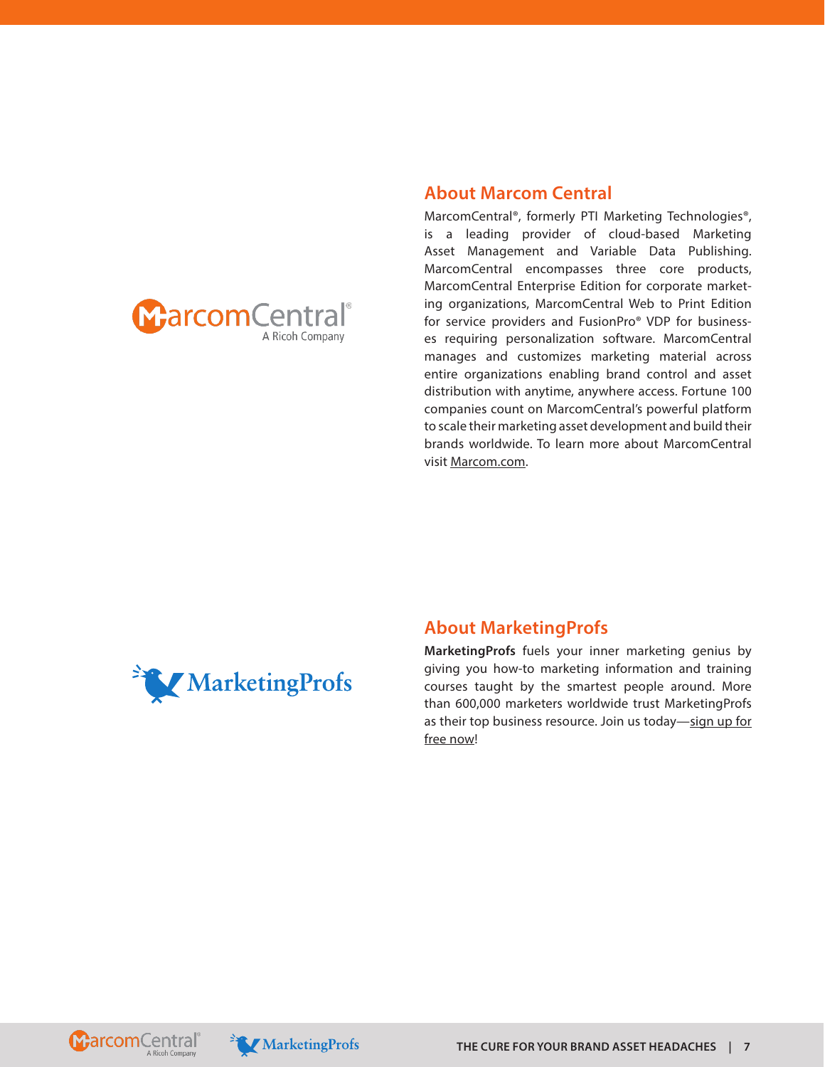## About Marcom Central

MarcomCentral®, formerly PTI Marketing Technologies®, is a leading provider of cloud-based Marketing Asset Management and Variable Data Publishing. MarcomCentral encompasses three core products, MarcomCentral Enterprise Edition for corporate marketing organizations, MarcomCentral Web to Print Edition for service providers and FusionPro® VDP for businesses requiring personalization software. MarcomCentral manages and customizes marketing material across entire organizations enabling brand control and asset distribution with anytime, anywhere access. Fortune 100 companies count on MarcomCentral's powerful platform to scale their marketing asset development and build their brands worldwide. To learn more about MarcomCentral visit Marcom.com.

## About MarketingProfs

**MarketingProfs** fuels your inner marketing genius by giving you how-to marketing information and training courses taught by the smartest people around. More than 600,000 marketers worldwide trust MarketingProfs as their top business resource. Join us today—sign up for free now!